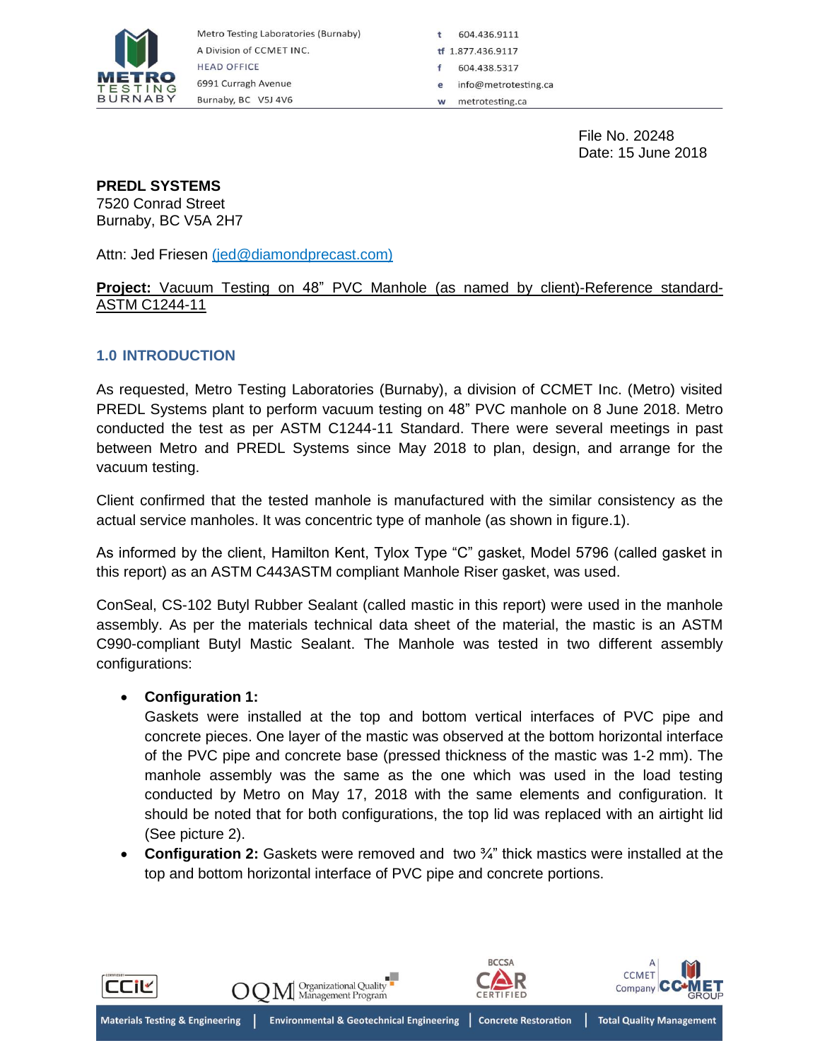File No. 20248
Date: 15 June 2018

**PREDL SYSTEMS**
7520 Conrad Street
Burnaby, BC V5A 2H7

Attn: Jed Friesen (jed@diamondprecast.com)

**Project:** Vacuum Testing on 48" PVC Manhole (as named by client)-Reference standard-ASTM C1244-11

## 1.0 INTRODUCTION

As requested, Metro Testing Laboratories (Burnaby), a division of CCMET Inc. (Metro) visited PREDL Systems plant to perform vacuum testing on 48" PVC manhole on 8 June 2018. Metro conducted the test as per ASTM C1244-11 Standard. There were several meetings in past between Metro and PREDL Systems since May 2018 to plan, design, and arrange for the vacuum testing.

Client confirmed that the tested manhole is manufactured with the similar consistency as the actual service manholes. It was concentric type of manhole (as shown in figure.1).

As informed by the client, Hamilton Kent, Tylox Type "C" gasket, Model 5796 (called gasket in this report) as an ASTM C443ASTM compliant Manhole Riser gasket, was used.

ConSeal, CS-102 Butyl Rubber Sealant (called mastic in this report) were used in the manhole assembly. As per the materials technical data sheet of the material, the mastic is an ASTM C990-compliant Butyl Mastic Sealant. The Manhole was tested in two different assembly configurations:

- **Configuration 1:**
  Gaskets were installed at the top and bottom vertical interfaces of PVC pipe and concrete pieces. One layer of the mastic was observed at the bottom horizontal interface of the PVC pipe and concrete base (pressed thickness of the mastic was 1-2 mm). The manhole assembly was the same as the one which was used in the load testing conducted by Metro on May 17, 2018 with the same elements and configuration. It should be noted that for both configurations, the top lid was replaced with an airtight lid (See picture 2).
- **Configuration 2:** Gaskets were removed and two ¾" thick mastics were installed at the top and bottom horizontal interface of PVC pipe and concrete portions.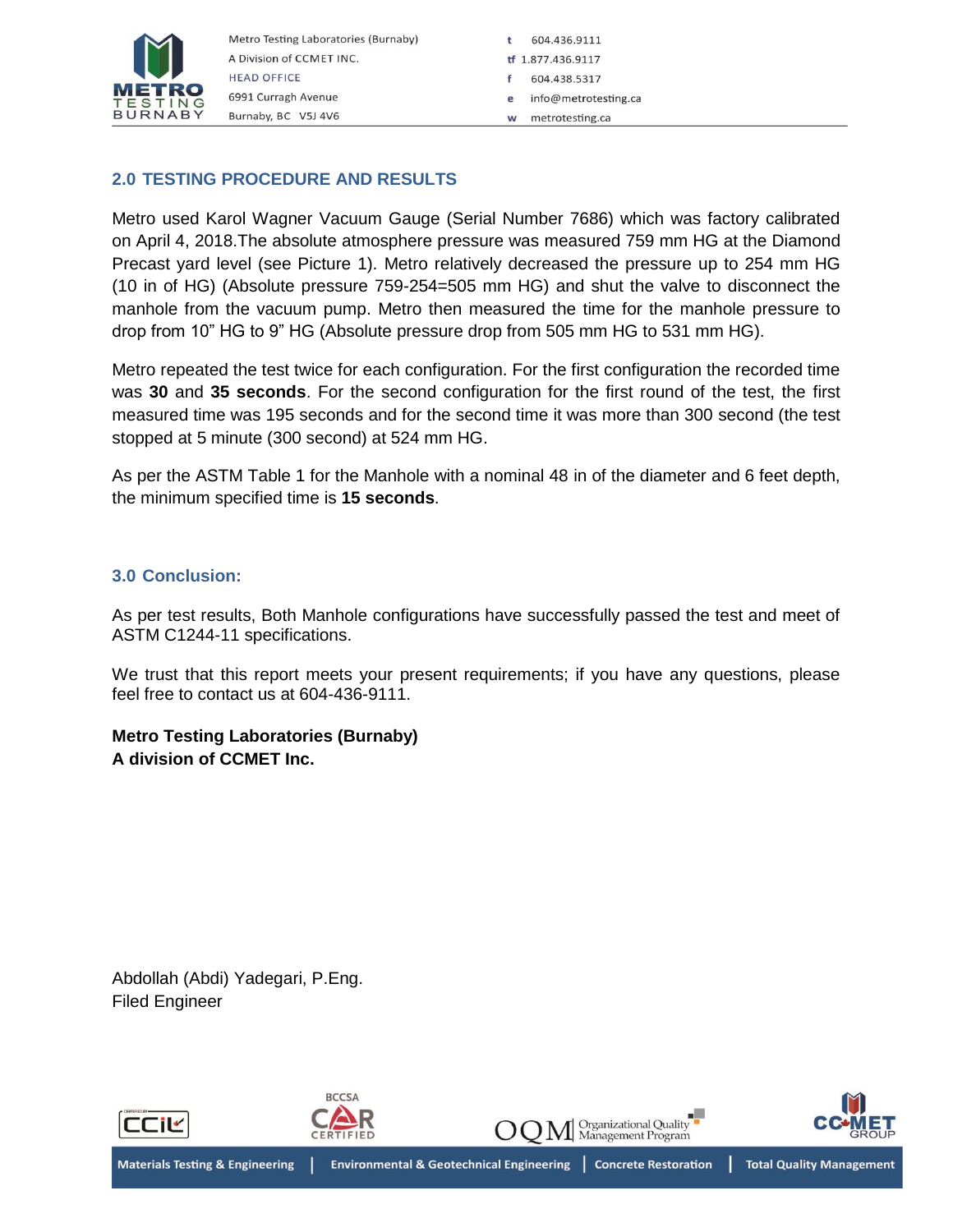## 2.0 TESTING PROCEDURE AND RESULTS

Metro used Karol Wagner Vacuum Gauge (Serial Number 7686) which was factory calibrated on April 4, 2018.The absolute atmosphere pressure was measured 759 mm HG at the Diamond Precast yard level (see Picture 1). Metro relatively decreased the pressure up to 254 mm HG (10 in of HG) (Absolute pressure 759-254=505 mm HG) and shut the valve to disconnect the manhole from the vacuum pump. Metro then measured the time for the manhole pressure to drop from 10" HG to 9" HG (Absolute pressure drop from 505 mm HG to 531 mm HG).

Metro repeated the test twice for each configuration. For the first configuration the recorded time was **30** and **35 seconds**. For the second configuration for the first round of the test, the first measured time was 195 seconds and for the second time it was more than 300 second (the test stopped at 5 minute (300 second) at 524 mm HG.

As per the ASTM Table 1 for the Manhole with a nominal 48 in of the diameter and 6 feet depth, the minimum specified time is **15 seconds**.

## 3.0 Conclusion:

As per test results, Both Manhole configurations have successfully passed the test and meet of ASTM C1244-11 specifications.

We trust that this report meets your present requirements; if you have any questions, please feel free to contact us at 604-436-9111.

**Metro Testing Laboratories (Burnaby)**
**A division of CCMET Inc.**

Abdollah (Abdi) Yadegari, P.Eng.
Filed Engineer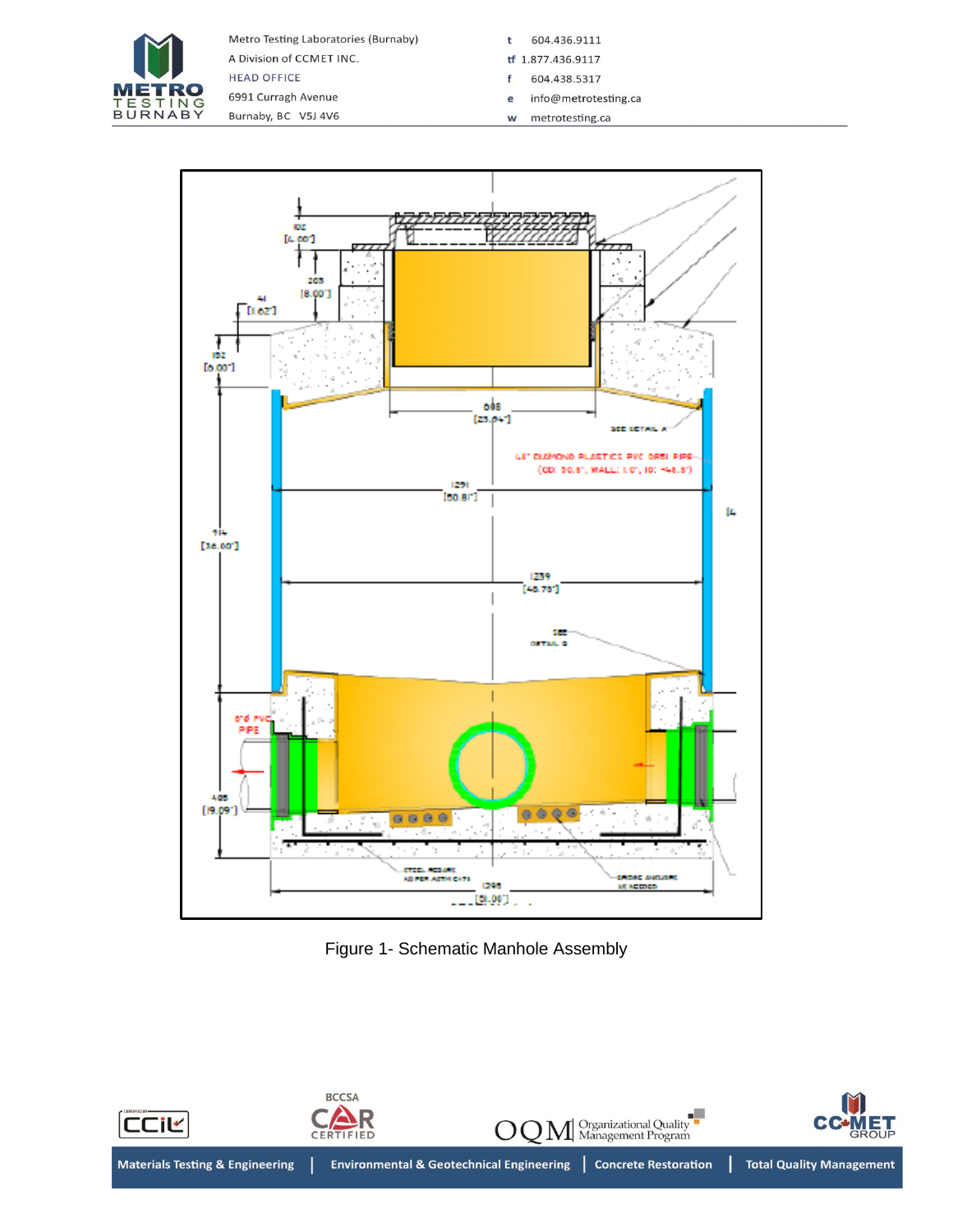Figure 1- Schematic Manhole Assembly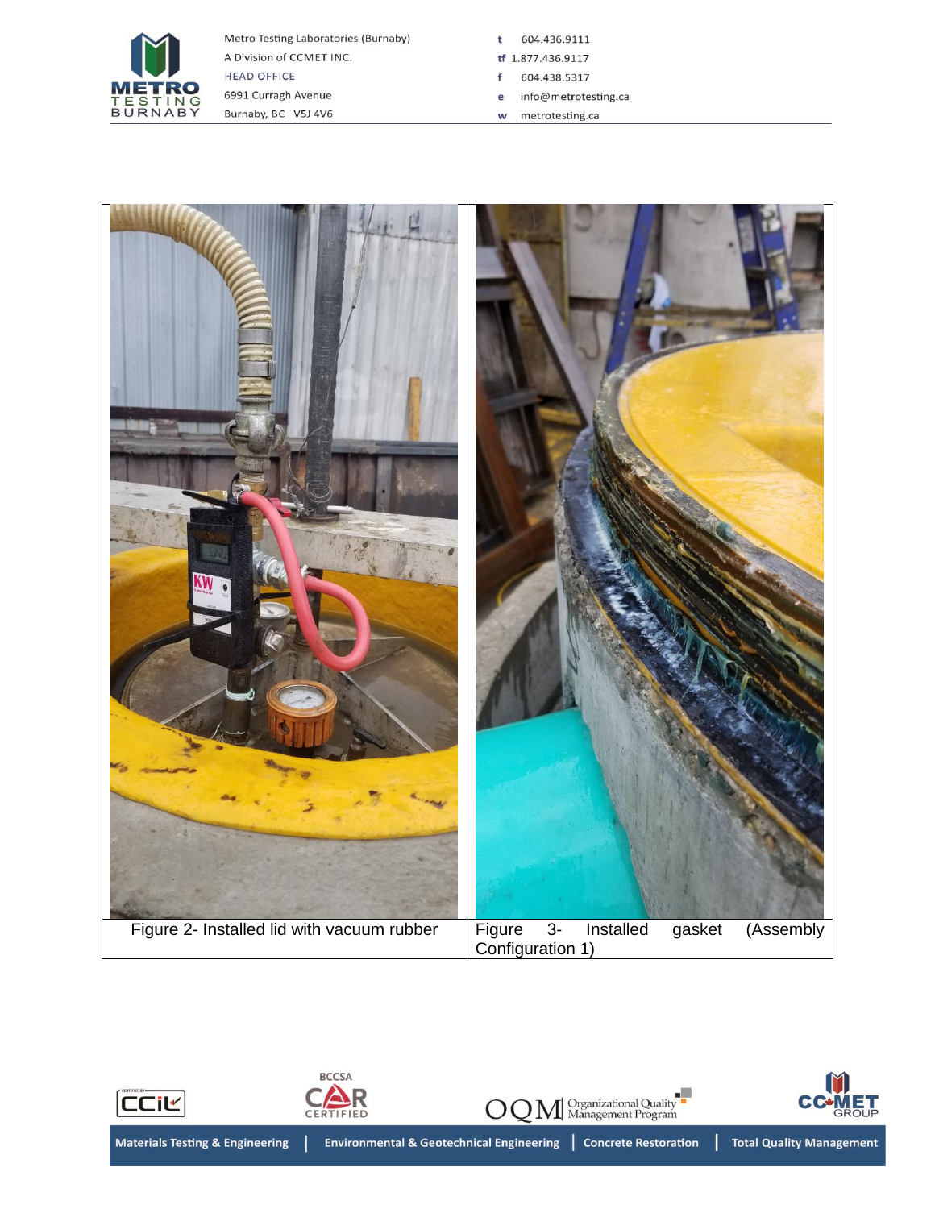| Figure 2- Installed lid with vacuum rubber | Figure 3- Installed gasket (Assembly Configuration 1) |
| --- | --- |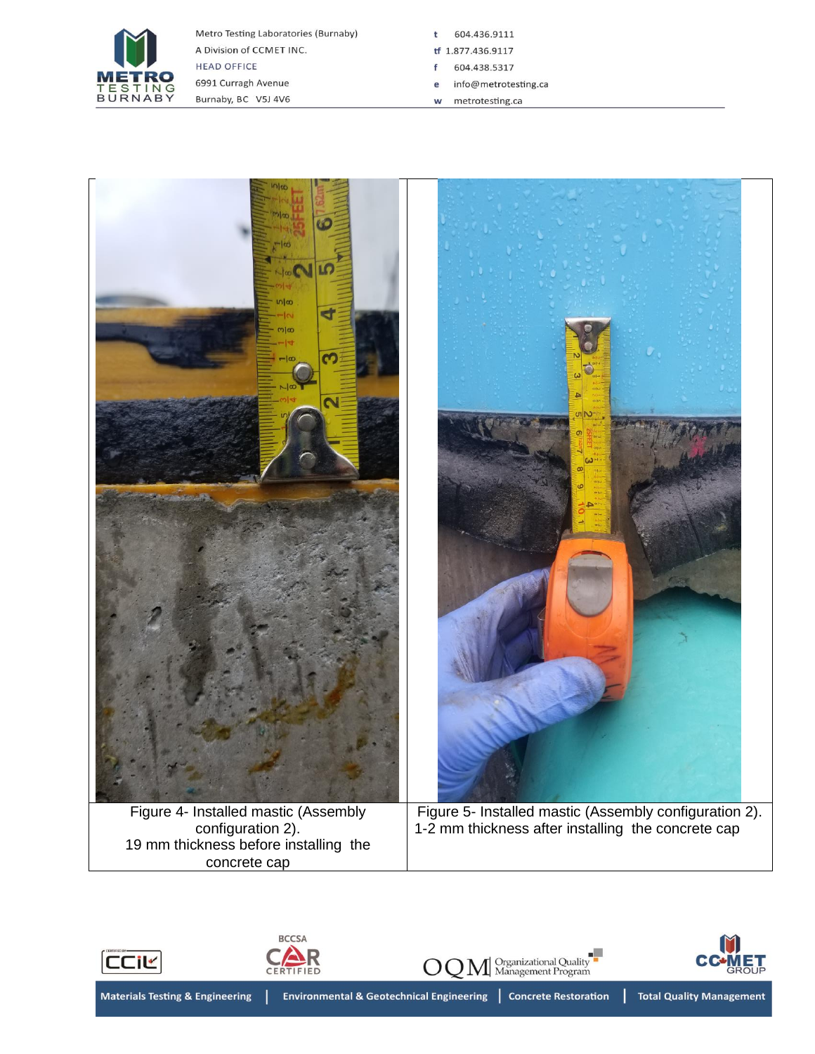| Figure 4- Installed mastic (Assembly configuration 2). 19 mm thickness before installing the concrete cap | Figure 5- Installed mastic (Assembly configuration 2). 1-2 mm thickness after installing the concrete cap |
|---|---|